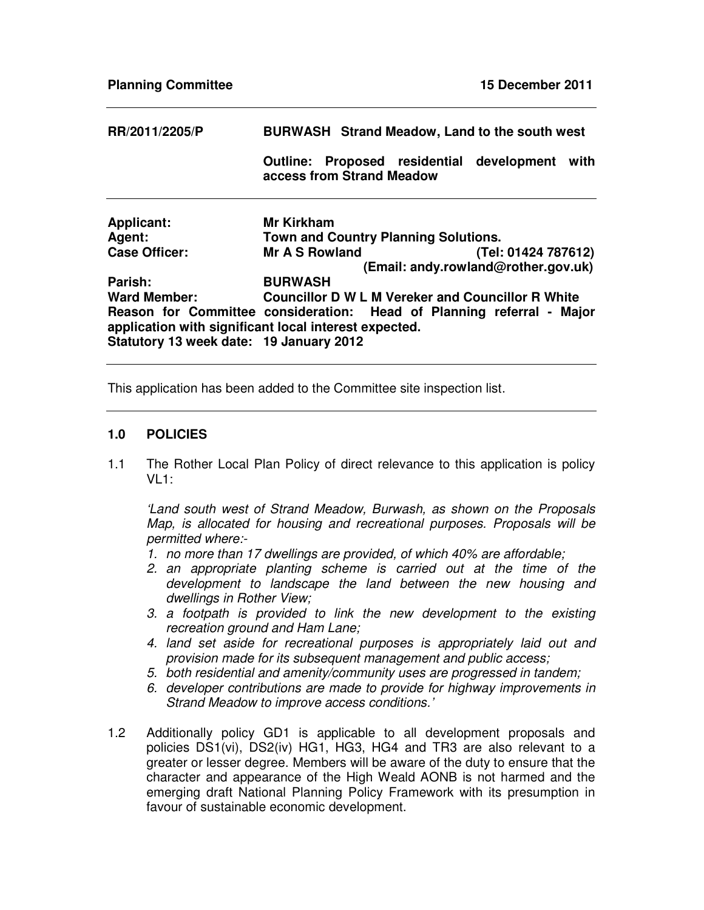**Planning Committee** **15 December 2011**

---

**RR/2011/2205/P** **BURWASH Strand Meadow, Land to the south west**

**Outline: Proposed residential development with access from Strand Meadow**

---

**Applicant:** **Mr Kirkham**
**Agent:** **Town and Country Planning Solutions.**
**Case Officer:** **Mr A S Rowland** **(Tel: 01424 787612)** **(Email: andy.rowland@rother.gov.uk)**
**Parish:** **BURWASH**
**Ward Member:** **Councillor D W L M Vereker and Councillor R White**
**Reason for Committee consideration: Head of Planning referral - Major application with significant local interest expected.**
**Statutory 13 week date: 19 January 2012**

---

This application has been added to the Committee site inspection list.

---

## 1.0 POLICIES

1.1 The Rother Local Plan Policy of direct relevance to this application is policy VL1:

*'Land south west of Strand Meadow, Burwash, as shown on the Proposals Map, is allocated for housing and recreational purposes. Proposals will be permitted where:-*

1. *no more than 17 dwellings are provided, of which 40% are affordable;*
2. *an appropriate planting scheme is carried out at the time of the development to landscape the land between the new housing and dwellings in Rother View;*
3. *a footpath is provided to link the new development to the existing recreation ground and Ham Lane;*
4. *land set aside for recreational purposes is appropriately laid out and provision made for its subsequent management and public access;*
5. *both residential and amenity/community uses are progressed in tandem;*
6. *developer contributions are made to provide for highway improvements in Strand Meadow to improve access conditions.'*

1.2 Additionally policy GD1 is applicable to all development proposals and policies DS1(vi), DS2(iv) HG1, HG3, HG4 and TR3 are also relevant to a greater or lesser degree. Members will be aware of the duty to ensure that the character and appearance of the High Weald AONB is not harmed and the emerging draft National Planning Policy Framework with its presumption in favour of sustainable economic development.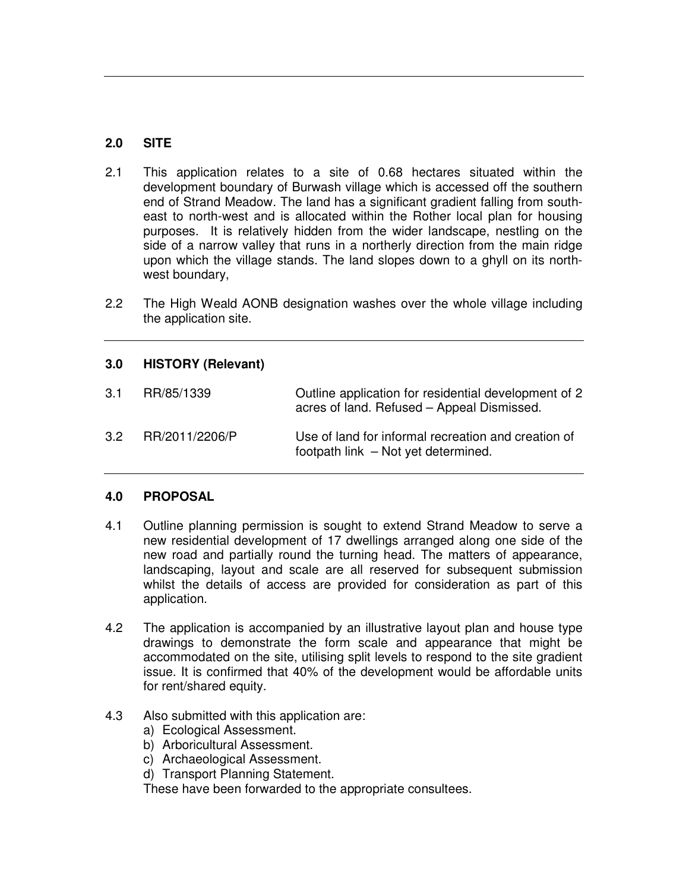## 2.0 SITE

2.1 This application relates to a site of 0.68 hectares situated within the development boundary of Burwash village which is accessed off the southern end of Strand Meadow. The land has a significant gradient falling from south-east to north-west and is allocated within the Rother local plan for housing purposes. It is relatively hidden from the wider landscape, nestling on the side of a narrow valley that runs in a northerly direction from the main ridge upon which the village stands. The land slopes down to a ghyll on its north-west boundary,

2.2 The High Weald AONB designation washes over the whole village including the application site.

## 3.0 HISTORY (Relevant)

| | | |
|---|---|---|
| 3.1 | RR/85/1339 | Outline application for residential development of 2 acres of land. Refused – Appeal Dismissed. |
| 3.2 | RR/2011/2206/P | Use of land for informal recreation and creation of footpath link – Not yet determined. |

## 4.0 PROPOSAL

4.1 Outline planning permission is sought to extend Strand Meadow to serve a new residential development of 17 dwellings arranged along one side of the new road and partially round the turning head. The matters of appearance, landscaping, layout and scale are all reserved for subsequent submission whilst the details of access are provided for consideration as part of this application.

4.2 The application is accompanied by an illustrative layout plan and house type drawings to demonstrate the form scale and appearance that might be accommodated on the site, utilising split levels to respond to the site gradient issue. It is confirmed that 40% of the development would be affordable units for rent/shared equity.

4.3 Also submitted with this application are:
a) Ecological Assessment.
b) Arboricultural Assessment.
c) Archaeological Assessment.
d) Transport Planning Statement.
These have been forwarded to the appropriate consultees.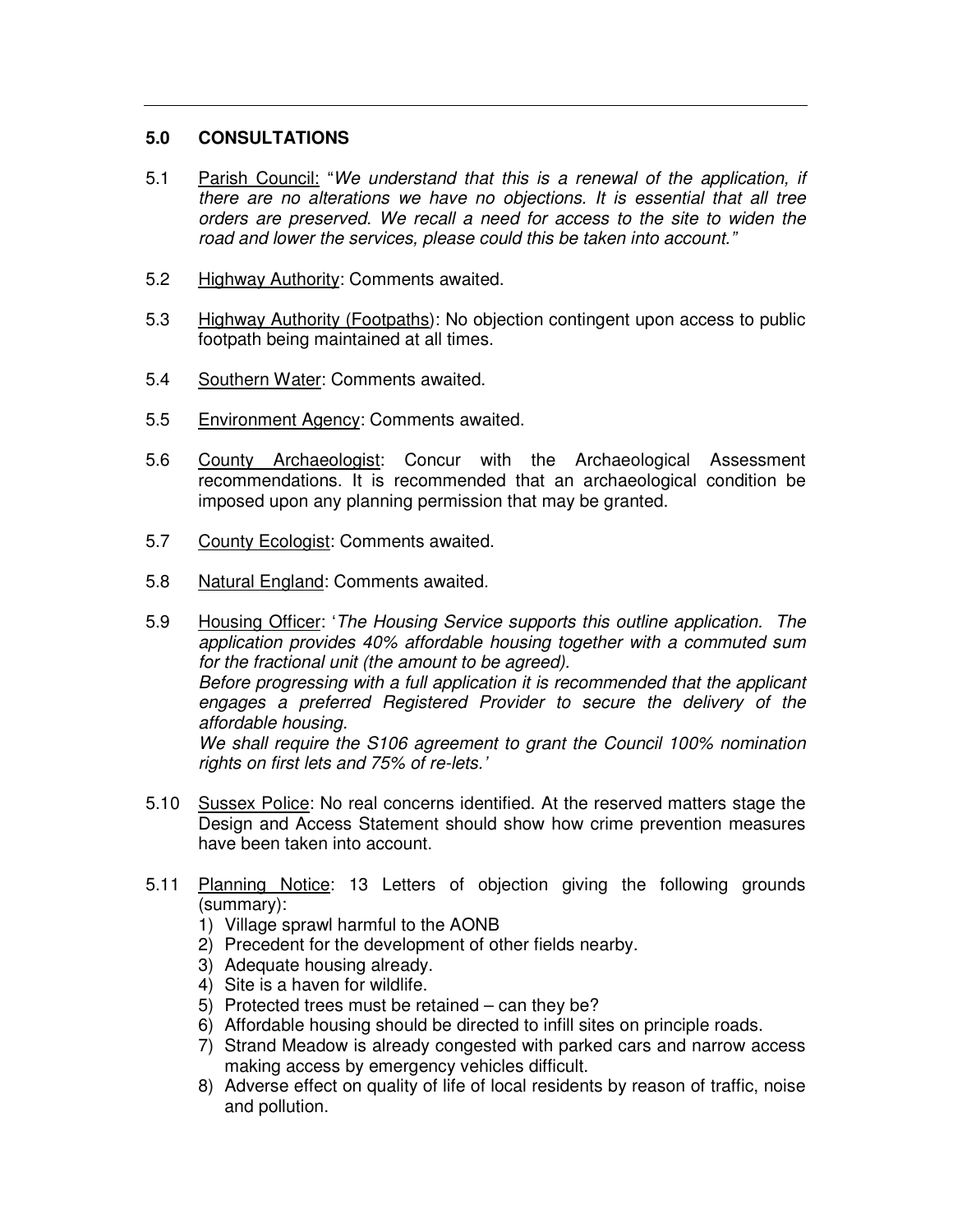## 5.0 CONSULTATIONS

5.1 Parish Council: "*We understand that this is a renewal of the application, if there are no alterations we have no objections. It is essential that all tree orders are preserved. We recall a need for access to the site to widen the road and lower the services, please could this be taken into account.*"

5.2 Highway Authority: Comments awaited.

5.3 Highway Authority (Footpaths): No objection contingent upon access to public footpath being maintained at all times.

5.4 Southern Water: Comments awaited.

5.5 Environment Agency: Comments awaited.

5.6 County Archaeologist: Concur with the Archaeological Assessment recommendations. It is recommended that an archaeological condition be imposed upon any planning permission that may be granted.

5.7 County Ecologist: Comments awaited.

5.8 Natural England: Comments awaited.

5.9 Housing Officer: '*The Housing Service supports this outline application. The application provides 40% affordable housing together with a commuted sum for the fractional unit (the amount to be agreed).*
*Before progressing with a full application it is recommended that the applicant engages a preferred Registered Provider to secure the delivery of the affordable housing.*
*We shall require the S106 agreement to grant the Council 100% nomination rights on first lets and 75% of re-lets.*'

5.10 Sussex Police: No real concerns identified. At the reserved matters stage the Design and Access Statement should show how crime prevention measures have been taken into account.

5.11 Planning Notice: 13 Letters of objection giving the following grounds (summary):

1) Village sprawl harmful to the AONB
2) Precedent for the development of other fields nearby.
3) Adequate housing already.
4) Site is a haven for wildlife.
5) Protected trees must be retained – can they be?
6) Affordable housing should be directed to infill sites on principle roads.
7) Strand Meadow is already congested with parked cars and narrow access making access by emergency vehicles difficult.
8) Adverse effect on quality of life of local residents by reason of traffic, noise and pollution.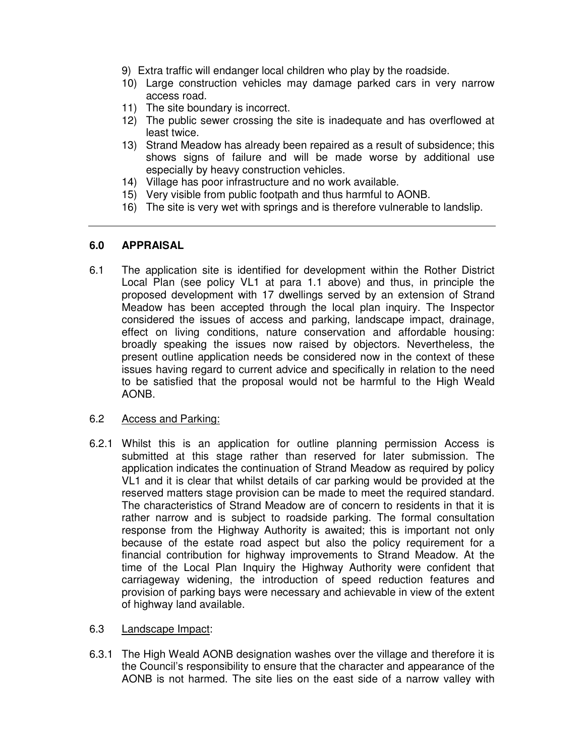9) Extra traffic will endanger local children who play by the roadside.
10) Large construction vehicles may damage parked cars in very narrow access road.
11) The site boundary is incorrect.
12) The public sewer crossing the site is inadequate and has overflowed at least twice.
13) Strand Meadow has already been repaired as a result of subsidence; this shows signs of failure and will be made worse by additional use especially by heavy construction vehicles.
14) Village has poor infrastructure and no work available.
15) Very visible from public footpath and thus harmful to AONB.
16) The site is very wet with springs and is therefore vulnerable to landslip.

---

## 6.0 APPRAISAL

6.1 The application site is identified for development within the Rother District Local Plan (see policy VL1 at para 1.1 above) and thus, in principle the proposed development with 17 dwellings served by an extension of Strand Meadow has been accepted through the local plan inquiry. The Inspector considered the issues of access and parking, landscape impact, drainage, effect on living conditions, nature conservation and affordable housing: broadly speaking the issues now raised by objectors. Nevertheless, the present outline application needs be considered now in the context of these issues having regard to current advice and specifically in relation to the need to be satisfied that the proposal would not be harmful to the High Weald AONB.

6.2 Access and Parking:

6.2.1 Whilst this is an application for outline planning permission Access is submitted at this stage rather than reserved for later submission. The application indicates the continuation of Strand Meadow as required by policy VL1 and it is clear that whilst details of car parking would be provided at the reserved matters stage provision can be made to meet the required standard. The characteristics of Strand Meadow are of concern to residents in that it is rather narrow and is subject to roadside parking. The formal consultation response from the Highway Authority is awaited; this is important not only because of the estate road aspect but also the policy requirement for a financial contribution for highway improvements to Strand Meadow. At the time of the Local Plan Inquiry the Highway Authority were confident that carriageway widening, the introduction of speed reduction features and provision of parking bays were necessary and achievable in view of the extent of highway land available.

6.3 Landscape Impact:

6.3.1 The High Weald AONB designation washes over the village and therefore it is the Council's responsibility to ensure that the character and appearance of the AONB is not harmed. The site lies on the east side of a narrow valley with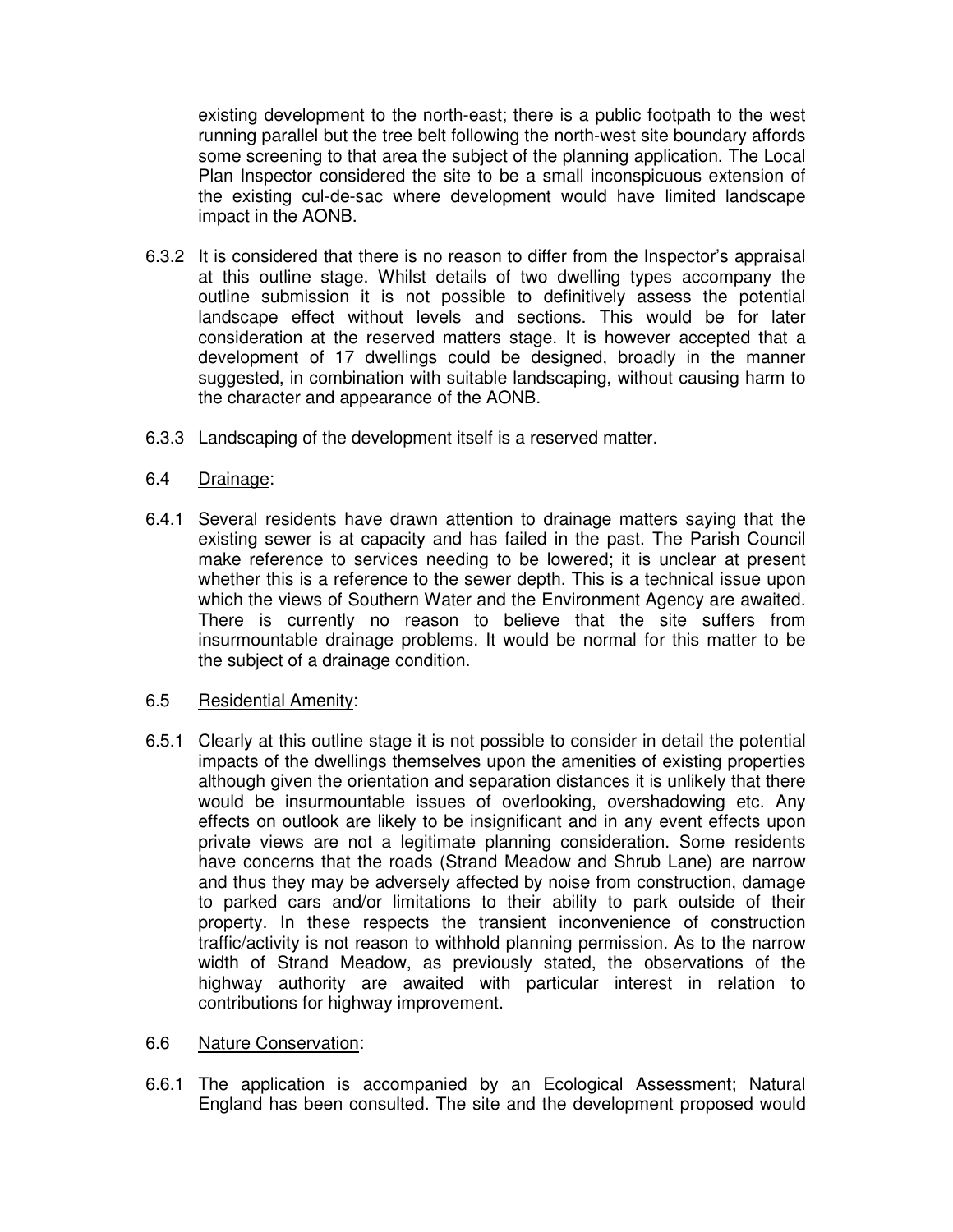existing development to the north-east; there is a public footpath to the west running parallel but the tree belt following the north-west site boundary affords some screening to that area the subject of the planning application. The Local Plan Inspector considered the site to be a small inconspicuous extension of the existing cul-de-sac where development would have limited landscape impact in the AONB.

6.3.2 It is considered that there is no reason to differ from the Inspector's appraisal at this outline stage. Whilst details of two dwelling types accompany the outline submission it is not possible to definitively assess the potential landscape effect without levels and sections. This would be for later consideration at the reserved matters stage. It is however accepted that a development of 17 dwellings could be designed, broadly in the manner suggested, in combination with suitable landscaping, without causing harm to the character and appearance of the AONB.

6.3.3 Landscaping of the development itself is a reserved matter.

6.4 Drainage:

6.4.1 Several residents have drawn attention to drainage matters saying that the existing sewer is at capacity and has failed in the past. The Parish Council make reference to services needing to be lowered; it is unclear at present whether this is a reference to the sewer depth. This is a technical issue upon which the views of Southern Water and the Environment Agency are awaited. There is currently no reason to believe that the site suffers from insurmountable drainage problems. It would be normal for this matter to be the subject of a drainage condition.

6.5 Residential Amenity:

6.5.1 Clearly at this outline stage it is not possible to consider in detail the potential impacts of the dwellings themselves upon the amenities of existing properties although given the orientation and separation distances it is unlikely that there would be insurmountable issues of overlooking, overshadowing etc. Any effects on outlook are likely to be insignificant and in any event effects upon private views are not a legitimate planning consideration. Some residents have concerns that the roads (Strand Meadow and Shrub Lane) are narrow and thus they may be adversely affected by noise from construction, damage to parked cars and/or limitations to their ability to park outside of their property. In these respects the transient inconvenience of construction traffic/activity is not reason to withhold planning permission. As to the narrow width of Strand Meadow, as previously stated, the observations of the highway authority are awaited with particular interest in relation to contributions for highway improvement.

6.6 Nature Conservation:

6.6.1 The application is accompanied by an Ecological Assessment; Natural England has been consulted. The site and the development proposed would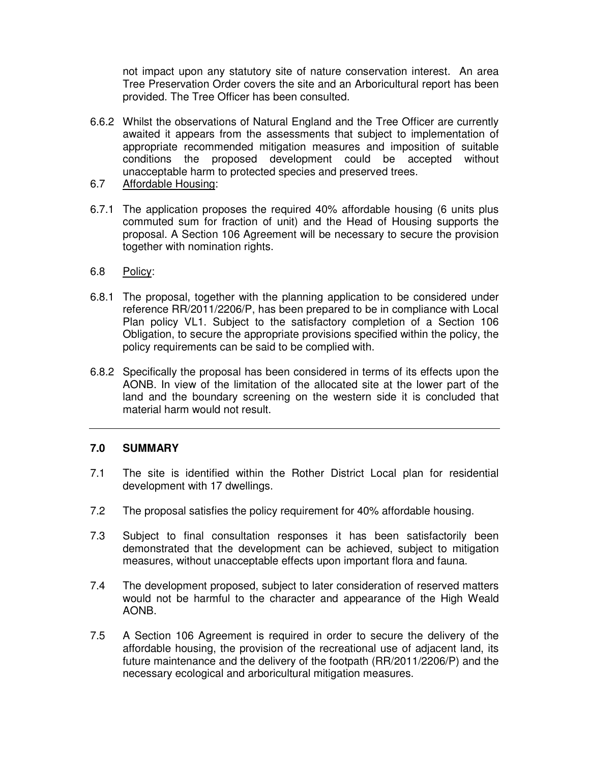not impact upon any statutory site of nature conservation interest. An area Tree Preservation Order covers the site and an Arboricultural report has been provided. The Tree Officer has been consulted.

6.6.2 Whilst the observations of Natural England and the Tree Officer are currently awaited it appears from the assessments that subject to implementation of appropriate recommended mitigation measures and imposition of suitable conditions the proposed development could be accepted without unacceptable harm to protected species and preserved trees.

6.7 Affordable Housing:

6.7.1 The application proposes the required 40% affordable housing (6 units plus commuted sum for fraction of unit) and the Head of Housing supports the proposal. A Section 106 Agreement will be necessary to secure the provision together with nomination rights.

6.8 Policy:

6.8.1 The proposal, together with the planning application to be considered under reference RR/2011/2206/P, has been prepared to be in compliance with Local Plan policy VL1. Subject to the satisfactory completion of a Section 106 Obligation, to secure the appropriate provisions specified within the policy, the policy requirements can be said to be complied with.

6.8.2 Specifically the proposal has been considered in terms of its effects upon the AONB. In view of the limitation of the allocated site at the lower part of the land and the boundary screening on the western side it is concluded that material harm would not result.

---

## 7.0 SUMMARY

7.1 The site is identified within the Rother District Local plan for residential development with 17 dwellings.

7.2 The proposal satisfies the policy requirement for 40% affordable housing.

7.3 Subject to final consultation responses it has been satisfactorily been demonstrated that the development can be achieved, subject to mitigation measures, without unacceptable effects upon important flora and fauna.

7.4 The development proposed, subject to later consideration of reserved matters would not be harmful to the character and appearance of the High Weald AONB.

7.5 A Section 106 Agreement is required in order to secure the delivery of the affordable housing, the provision of the recreational use of adjacent land, its future maintenance and the delivery of the footpath (RR/2011/2206/P) and the necessary ecological and arboricultural mitigation measures.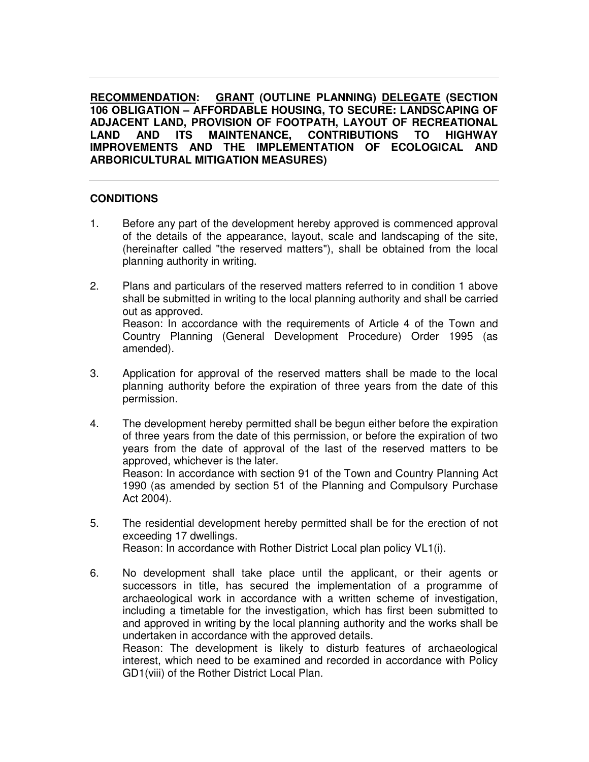---

**RECOMMENDATION: GRANT (OUTLINE PLANNING) DELEGATE (SECTION 106 OBLIGATION – AFFORDABLE HOUSING, TO SECURE: LANDSCAPING OF ADJACENT LAND, PROVISION OF FOOTPATH, LAYOUT OF RECREATIONAL LAND AND ITS MAINTENANCE, CONTRIBUTIONS TO HIGHWAY IMPROVEMENTS AND THE IMPLEMENTATION OF ECOLOGICAL AND ARBORICULTURAL MITIGATION MEASURES)**

---

**CONDITIONS**

1. Before any part of the development hereby approved is commenced approval of the details of the appearance, layout, scale and landscaping of the site, (hereinafter called "the reserved matters"), shall be obtained from the local planning authority in writing.

2. Plans and particulars of the reserved matters referred to in condition 1 above shall be submitted in writing to the local planning authority and shall be carried out as approved.
   Reason: In accordance with the requirements of Article 4 of the Town and Country Planning (General Development Procedure) Order 1995 (as amended).

3. Application for approval of the reserved matters shall be made to the local planning authority before the expiration of three years from the date of this permission.

4. The development hereby permitted shall be begun either before the expiration of three years from the date of this permission, or before the expiration of two years from the date of approval of the last of the reserved matters to be approved, whichever is the later.
   Reason: In accordance with section 91 of the Town and Country Planning Act 1990 (as amended by section 51 of the Planning and Compulsory Purchase Act 2004).

5. The residential development hereby permitted shall be for the erection of not exceeding 17 dwellings.
   Reason: In accordance with Rother District Local plan policy VL1(i).

6. No development shall take place until the applicant, or their agents or successors in title, has secured the implementation of a programme of archaeological work in accordance with a written scheme of investigation, including a timetable for the investigation, which has first been submitted to and approved in writing by the local planning authority and the works shall be undertaken in accordance with the approved details.
   Reason: The development is likely to disturb features of archaeological interest, which need to be examined and recorded in accordance with Policy GD1(viii) of the Rother District Local Plan.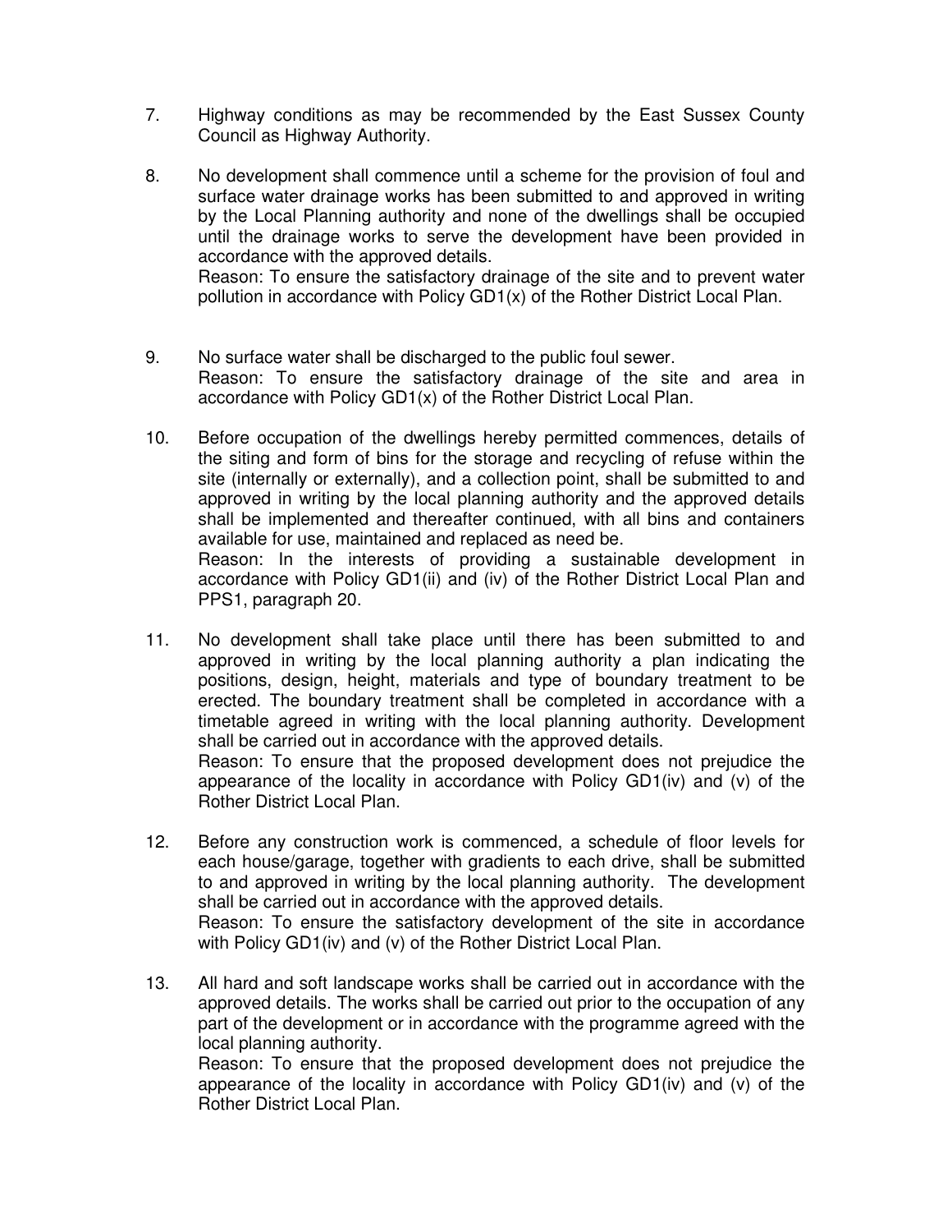7. Highway conditions as may be recommended by the East Sussex County Council as Highway Authority.

8. No development shall commence until a scheme for the provision of foul and surface water drainage works has been submitted to and approved in writing by the Local Planning authority and none of the dwellings shall be occupied until the drainage works to serve the development have been provided in accordance with the approved details.
   Reason: To ensure the satisfactory drainage of the site and to prevent water pollution in accordance with Policy GD1(x) of the Rother District Local Plan.

9. No surface water shall be discharged to the public foul sewer.
   Reason: To ensure the satisfactory drainage of the site and area in accordance with Policy GD1(x) of the Rother District Local Plan.

10. Before occupation of the dwellings hereby permitted commences, details of the siting and form of bins for the storage and recycling of refuse within the site (internally or externally), and a collection point, shall be submitted to and approved in writing by the local planning authority and the approved details shall be implemented and thereafter continued, with all bins and containers available for use, maintained and replaced as need be.
    Reason: In the interests of providing a sustainable development in accordance with Policy GD1(ii) and (iv) of the Rother District Local Plan and PPS1, paragraph 20.

11. No development shall take place until there has been submitted to and approved in writing by the local planning authority a plan indicating the positions, design, height, materials and type of boundary treatment to be erected. The boundary treatment shall be completed in accordance with a timetable agreed in writing with the local planning authority. Development shall be carried out in accordance with the approved details.
    Reason: To ensure that the proposed development does not prejudice the appearance of the locality in accordance with Policy GD1(iv) and (v) of the Rother District Local Plan.

12. Before any construction work is commenced, a schedule of floor levels for each house/garage, together with gradients to each drive, shall be submitted to and approved in writing by the local planning authority. The development shall be carried out in accordance with the approved details.
    Reason: To ensure the satisfactory development of the site in accordance with Policy GD1(iv) and (v) of the Rother District Local Plan.

13. All hard and soft landscape works shall be carried out in accordance with the approved details. The works shall be carried out prior to the occupation of any part of the development or in accordance with the programme agreed with the local planning authority.
    Reason: To ensure that the proposed development does not prejudice the appearance of the locality in accordance with Policy GD1(iv) and (v) of the Rother District Local Plan.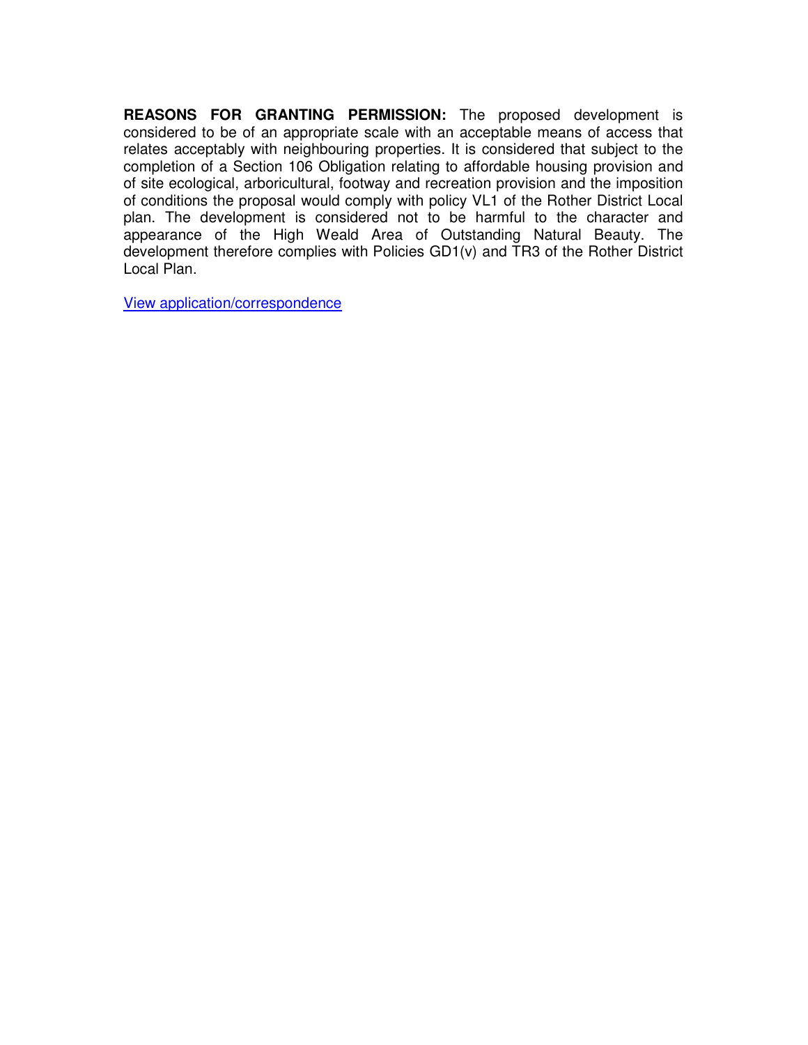**REASONS FOR GRANTING PERMISSION:** The proposed development is considered to be of an appropriate scale with an acceptable means of access that relates acceptably with neighbouring properties. It is considered that subject to the completion of a Section 106 Obligation relating to affordable housing provision and of site ecological, arboricultural, footway and recreation provision and the imposition of conditions the proposal would comply with policy VL1 of the Rother District Local plan. The development is considered not to be harmful to the character and appearance of the High Weald Area of Outstanding Natural Beauty. The development therefore complies with Policies GD1(v) and TR3 of the Rother District Local Plan.

View application/correspondence